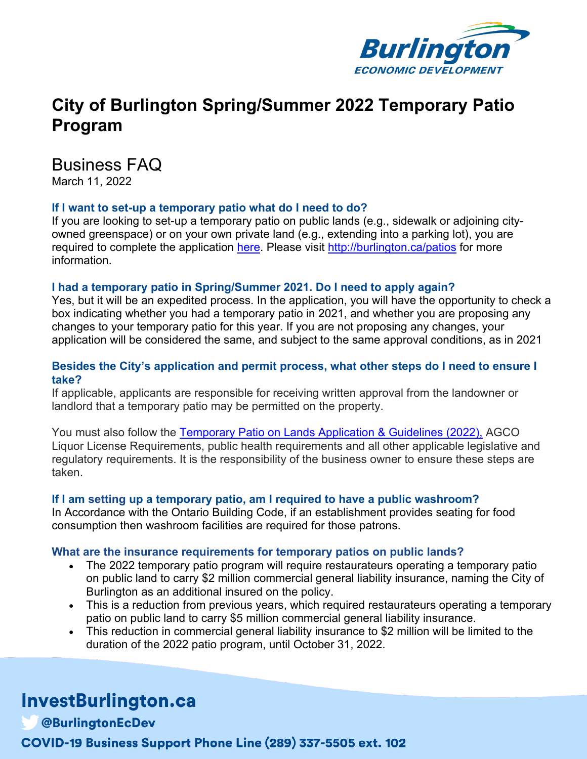Burlington
ECONOMIC DEVELOPMENT

# City of Burlington Spring/Summer 2022 Temporary Patio Program

## Business FAQ

March 11, 2022

### If I want to set-up a temporary patio what do I need to do?

If you are looking to set-up a temporary patio on public lands (e.g., sidewalk or adjoining city-owned greenspace) or on your own private land (e.g., extending into a parking lot), you are required to complete the application here. Please visit http://burlington.ca/patios for more information.

### I had a temporary patio in Spring/Summer 2021. Do I need to apply again?

Yes, but it will be an expedited process. In the application, you will have the opportunity to check a box indicating whether you had a temporary patio in 2021, and whether you are proposing any changes to your temporary patio for this year. If you are not proposing any changes, your application will be considered the same, and subject to the same approval conditions, as in 2021

### Besides the City's application and permit process, what other steps do I need to ensure I take?

If applicable, applicants are responsible for receiving written approval from the landowner or landlord that a temporary patio may be permitted on the property.

You must also follow the Temporary Patio on Lands Application & Guidelines (2022), AGCO Liquor License Requirements, public health requirements and all other applicable legislative and regulatory requirements. It is the responsibility of the business owner to ensure these steps are taken.

### If I am setting up a temporary patio, am I required to have a public washroom?

In Accordance with the Ontario Building Code, if an establishment provides seating for food consumption then washroom facilities are required for those patrons.

### What are the insurance requirements for temporary patios on public lands?

- The 2022 temporary patio program will require restaurateurs operating a temporary patio on public land to carry $2 million commercial general liability insurance, naming the City of Burlington as an additional insured on the policy.
- This is a reduction from previous years, which required restaurateurs operating a temporary patio on public land to carry $5 million commercial general liability insurance.
- This reduction in commercial general liability insurance to $2 million will be limited to the duration of the 2022 patio program, until October 31, 2022.

**InvestBurlington.ca**

@BurlingtonEcDev

**COVID-19 Business Support Phone Line (289) 337-5505 ext. 102**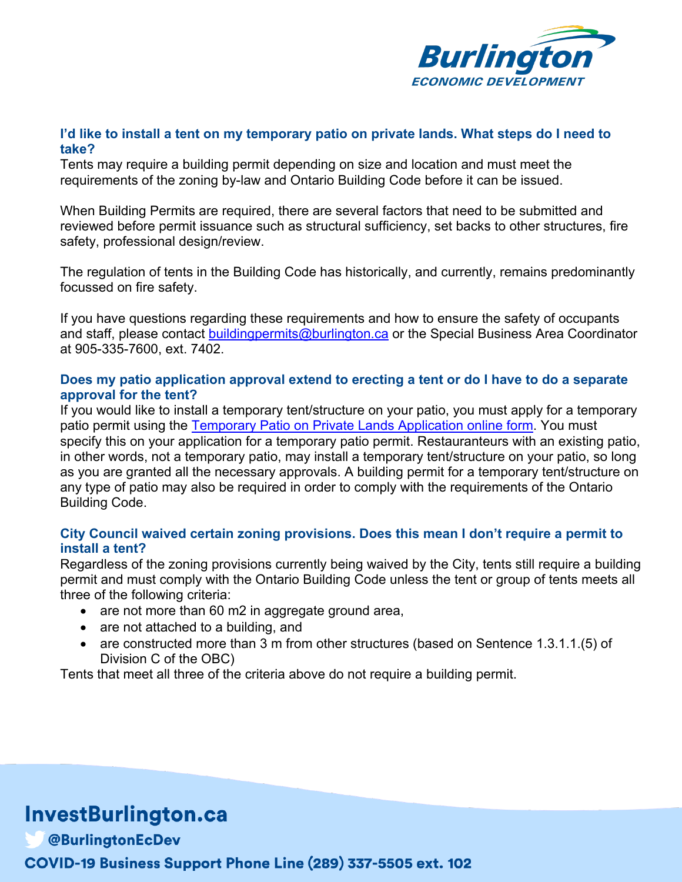### I'd like to install a tent on my temporary patio on private lands. What steps do I need to take?

Tents may require a building permit depending on size and location and must meet the requirements of the zoning by-law and Ontario Building Code before it can be issued.

When Building Permits are required, there are several factors that need to be submitted and reviewed before permit issuance such as structural sufficiency, set backs to other structures, fire safety, professional design/review.

The regulation of tents in the Building Code has historically, and currently, remains predominantly focussed on fire safety.

If you have questions regarding these requirements and how to ensure the safety of occupants and staff, please contact [buildingpermits@burlington.ca](mailto:buildingpermits@burlington.ca) or the Special Business Area Coordinator at 905-335-7600, ext. 7402.

### Does my patio application approval extend to erecting a tent or do I have to do a separate approval for the tent?

If you would like to install a temporary tent/structure on your patio, you must apply for a temporary patio permit using the Temporary Patio on Private Lands Application online form. You must specify this on your application for a temporary patio permit. Restauranteurs with an existing patio, in other words, not a temporary patio, may install a temporary tent/structure on your patio, so long as you are granted all the necessary approvals. A building permit for a temporary tent/structure on any type of patio may also be required in order to comply with the requirements of the Ontario Building Code.

### City Council waived certain zoning provisions. Does this mean I don't require a permit to install a tent?

Regardless of the zoning provisions currently being waived by the City, tents still require a building permit and must comply with the Ontario Building Code unless the tent or group of tents meets all three of the following criteria:

- are not more than 60 m2 in aggregate ground area,
- are not attached to a building, and
- are constructed more than 3 m from other structures (based on Sentence 1.3.1.1.(5) of Division C of the OBC)

Tents that meet all three of the criteria above do not require a building permit.

**InvestBurlington.ca**

@BurlingtonEcDev

**COVID-19 Business Support Phone Line (289) 337-5505 ext. 102**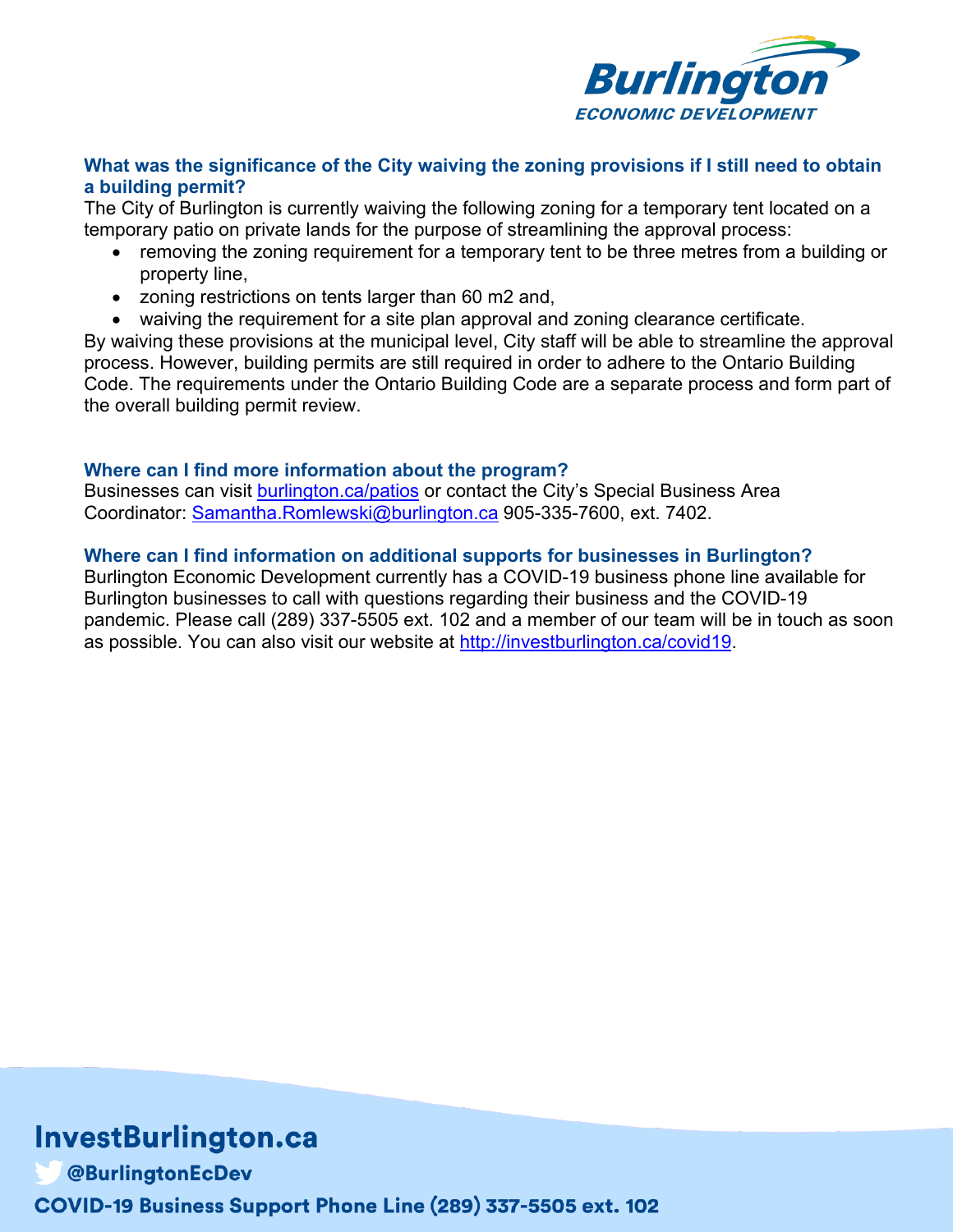### What was the significance of the City waiving the zoning provisions if I still need to obtain a building permit?

The City of Burlington is currently waiving the following zoning for a temporary tent located on a temporary patio on private lands for the purpose of streamlining the approval process:

- removing the zoning requirement for a temporary tent to be three metres from a building or property line,
- zoning restrictions on tents larger than 60 m2 and,
- waiving the requirement for a site plan approval and zoning clearance certificate.

By waiving these provisions at the municipal level, City staff will be able to streamline the approval process. However, building permits are still required in order to adhere to the Ontario Building Code. The requirements under the Ontario Building Code are a separate process and form part of the overall building permit review.

### Where can I find more information about the program?

Businesses can visit [burlington.ca/patios](http://burlington.ca/patios) or contact the City's Special Business Area Coordinator: [Samantha.Romlewski@burlington.ca](mailto:Samantha.Romlewski@burlington.ca) 905-335-7600, ext. 7402.

### Where can I find information on additional supports for businesses in Burlington?

Burlington Economic Development currently has a COVID-19 business phone line available for Burlington businesses to call with questions regarding their business and the COVID-19 pandemic. Please call (289) 337-5505 ext. 102 and a member of our team will be in touch as soon as possible. You can also visit our website at [http://investburlington.ca/covid19](http://investburlington.ca/covid19).

**InvestBurlington.ca**

**@BurlingtonEcDev**

**COVID-19 Business Support Phone Line (289) 337-5505 ext. 102**